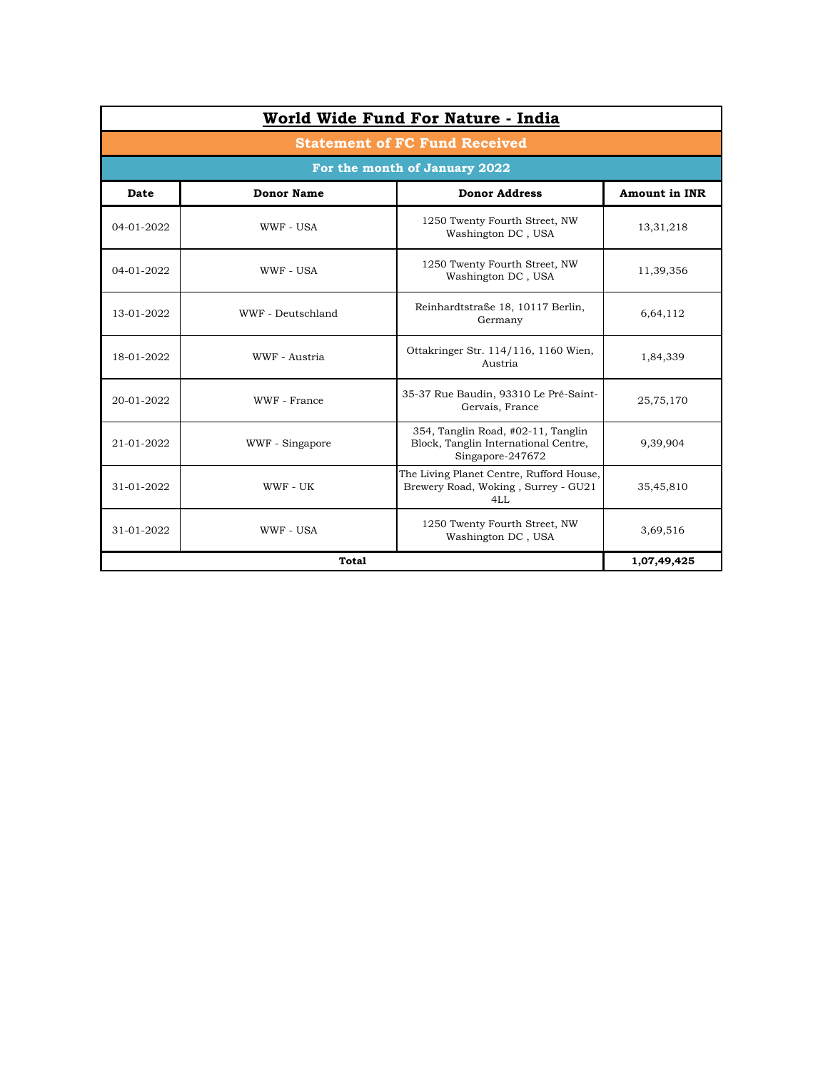# World Wide Fund For Nature - India

## Statement of FC Fund Received

### For the month of January 2022

| Date | Donor Name | Donor Address | Amount in INR |
|---|---|---|---|
| 04-01-2022 | WWF - USA | 1250 Twenty Fourth Street, NW Washington DC , USA | 13,31,218 |
| 04-01-2022 | WWF - USA | 1250 Twenty Fourth Street, NW Washington DC , USA | 11,39,356 |
| 13-01-2022 | WWF - Deutschland | Reinhardtstraße 18, 10117 Berlin, Germany | 6,64,112 |
| 18-01-2022 | WWF - Austria | Ottakringer Str. 114/116, 1160 Wien, Austria | 1,84,339 |
| 20-01-2022 | WWF - France | 35-37 Rue Baudin, 93310 Le Pré-Saint-Gervais, France | 25,75,170 |
| 21-01-2022 | WWF - Singapore | 354, Tanglin Road, #02-11, Tanglin Block, Tanglin International Centre, Singapore-247672 | 9,39,904 |
| 31-01-2022 | WWF - UK | The Living Planet Centre, Rufford House, Brewery Road, Woking , Surrey - GU21 4LL | 35,45,810 |
| 31-01-2022 | WWF - USA | 1250 Twenty Fourth Street, NW Washington DC , USA | 3,69,516 |
| **Total** | | | **1,07,49,425** |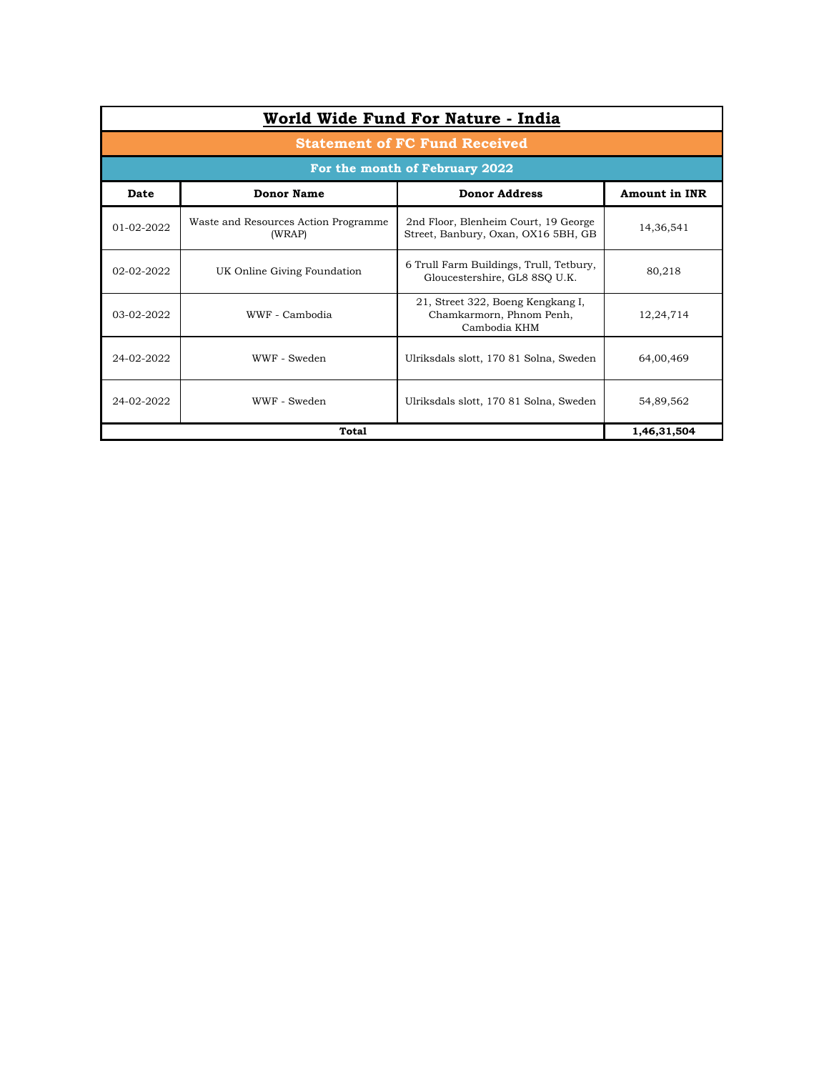# World Wide Fund For Nature - India

## Statement of FC Fund Received

### For the month of February 2022

| Date | Donor Name | Donor Address | Amount in INR |
|---|---|---|---|
| 01-02-2022 | Waste and Resources Action Programme (WRAP) | 2nd Floor, Blenheim Court, 19 George Street, Banbury, Oxan, OX16 5BH, GB | 14,36,541 |
| 02-02-2022 | UK Online Giving Foundation | 6 Trull Farm Buildings, Trull, Tetbury, Gloucestershire, GL8 8SQ U.K. | 80,218 |
| 03-02-2022 | WWF - Cambodia | 21, Street 322, Boeng Kengkang I, Chamkarmorn, Phnom Penh, Cambodia KHM | 12,24,714 |
| 24-02-2022 | WWF - Sweden | Ulriksdals slott, 170 81 Solna, Sweden | 64,00,469 |
| 24-02-2022 | WWF - Sweden | Ulriksdals slott, 170 81 Solna, Sweden | 54,89,562 |
| **Total** | | | **1,46,31,504** |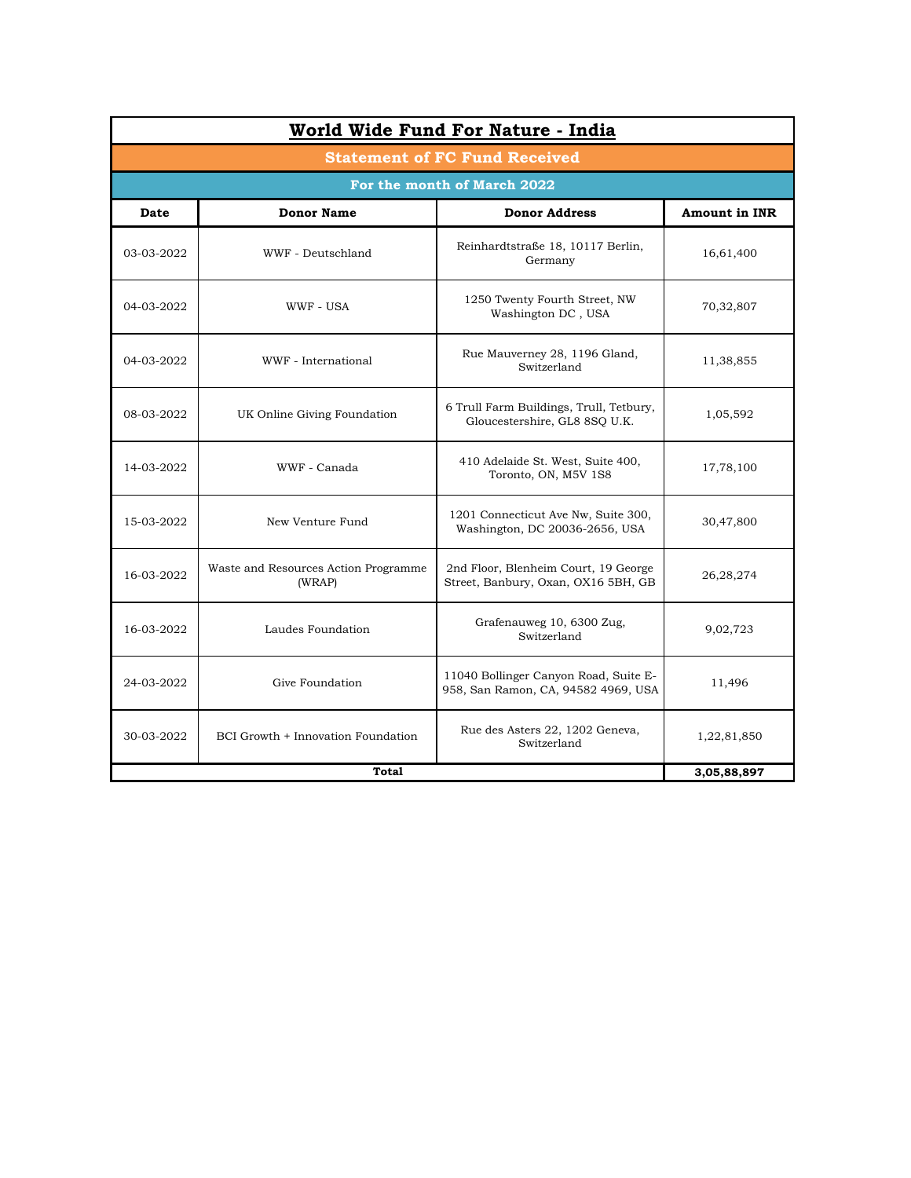# World Wide Fund For Nature - India

## Statement of FC Fund Received

### For the month of March 2022

| Date | Donor Name | Donor Address | Amount in INR |
|---|---|---|---|
| 03-03-2022 | WWF - Deutschland | Reinhardtstraße 18, 10117 Berlin, Germany | 16,61,400 |
| 04-03-2022 | WWF - USA | 1250 Twenty Fourth Street, NW Washington DC , USA | 70,32,807 |
| 04-03-2022 | WWF - International | Rue Mauverney 28, 1196 Gland, Switzerland | 11,38,855 |
| 08-03-2022 | UK Online Giving Foundation | 6 Trull Farm Buildings, Trull, Tetbury, Gloucestershire, GL8 8SQ U.K. | 1,05,592 |
| 14-03-2022 | WWF - Canada | 410 Adelaide St. West, Suite 400, Toronto, ON, M5V 1S8 | 17,78,100 |
| 15-03-2022 | New Venture Fund | 1201 Connecticut Ave Nw, Suite 300, Washington, DC 20036-2656, USA | 30,47,800 |
| 16-03-2022 | Waste and Resources Action Programme (WRAP) | 2nd Floor, Blenheim Court, 19 George Street, Banbury, Oxan, OX16 5BH, GB | 26,28,274 |
| 16-03-2022 | Laudes Foundation | Grafenauweg 10, 6300 Zug, Switzerland | 9,02,723 |
| 24-03-2022 | Give Foundation | 11040 Bollinger Canyon Road, Suite E-958, San Ramon, CA, 94582 4969, USA | 11,496 |
| 30-03-2022 | BCI Growth + Innovation Foundation | Rue des Asters 22, 1202 Geneva, Switzerland | 1,22,81,850 |
| **Total** | | | **3,05,88,897** |